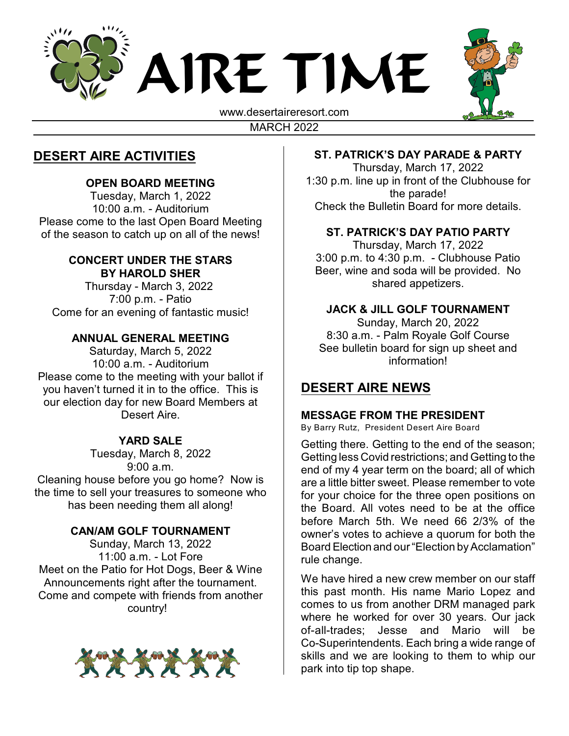// Newsletter page 1, OCR output
# AIRE TIME

www.desertaireresort.com

MARCH 2022

## DESERT AIRE ACTIVITIES

**OPEN BOARD MEETING**
Tuesday, March 1, 2022
10:00 a.m. - Auditorium
Please come to the last Open Board Meeting of the season to catch up on all of the news!

**CONCERT UNDER THE STARS BY HAROLD SHER**
Thursday - March 3, 2022
7:00 p.m. - Patio
Come for an evening of fantastic music!

**ANNUAL GENERAL MEETING**
Saturday, March 5, 2022
10:00 a.m. - Auditorium
Please come to the meeting with your ballot if you haven't turned it in to the office. This is our election day for new Board Members at Desert Aire.

**YARD SALE**
Tuesday, March 8, 2022
9:00 a.m.
Cleaning house before you go home? Now is the time to sell your treasures to someone who has been needing them all along!

**CAN/AM GOLF TOURNAMENT**
Sunday, March 13, 2022
11:00 a.m. - Lot Fore
Meet on the Patio for Hot Dogs, Beer & Wine Announcements right after the tournament. Come and compete with friends from another country!

**ST. PATRICK'S DAY PARADE & PARTY**
Thursday, March 17, 2022
1:30 p.m. line up in front of the Clubhouse for the parade!
Check the Bulletin Board for more details.

**ST. PATRICK'S DAY PATIO PARTY**
Thursday, March 17, 2022
3:00 p.m. to 4:30 p.m. - Clubhouse Patio
Beer, wine and soda will be provided. No shared appetizers.

**JACK & JILL GOLF TOURNAMENT**
Sunday, March 20, 2022
8:30 a.m. - Palm Royale Golf Course
See bulletin board for sign up sheet and information!

## DESERT AIRE NEWS

### MESSAGE FROM THE PRESIDENT

By Barry Rutz, President Desert Aire Board

Getting there. Getting to the end of the season; Getting less Covid restrictions; and Getting to the end of my 4 year term on the board; all of which are a little bitter sweet. Please remember to vote for your choice for the three open positions on the Board. All votes need to be at the office before March 5th. We need 66 2/3% of the owner's votes to achieve a quorum for both the Board Election and our "Election by Acclamation" rule change.

We have hired a new crew member on our staff this past month. His name Mario Lopez and comes to us from another DRM managed park where he worked for over 30 years. Our jack of-all-trades; Jesse and Mario will be Co-Superintendents. Each bring a wide range of skills and we are looking to them to whip our park into tip top shape.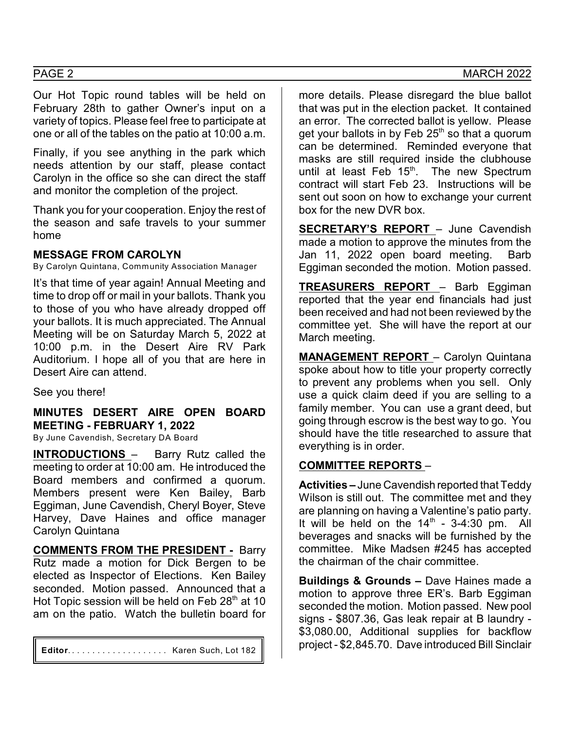Our Hot Topic round tables will be held on February 28th to gather Owner's input on a variety of topics. Please feel free to participate at one or all of the tables on the patio at 10:00 a.m.

Finally, if you see anything in the park which needs attention by our staff, please contact Carolyn in the office so she can direct the staff and monitor the completion of the project.

Thank you for your cooperation. Enjoy the rest of the season and safe travels to your summer home

### MESSAGE FROM CAROLYN

By Carolyn Quintana, Community Association Manager

It's that time of year again! Annual Meeting and time to drop off or mail in your ballots. Thank you to those of you who have already dropped off your ballots. It is much appreciated. The Annual Meeting will be on Saturday March 5, 2022 at 10:00 p.m. in the Desert Aire RV Park Auditorium. I hope all of you that are here in Desert Aire can attend.

See you there!

### MINUTES DESERT AIRE OPEN BOARD MEETING - FEBRUARY 1, 2022

By June Cavendish, Secretary DA Board

**INTRODUCTIONS** – Barry Rutz called the meeting to order at 10:00 am. He introduced the Board members and confirmed a quorum. Members present were Ken Bailey, Barb Eggiman, June Cavendish, Cheryl Boyer, Steve Harvey, Dave Haines and office manager Carolyn Quintana

**COMMENTS FROM THE PRESIDENT -** Barry Rutz made a motion for Dick Bergen to be elected as Inspector of Elections. Ken Bailey seconded. Motion passed. Announced that a Hot Topic session will be held on Feb 28th at 10 am on the patio. Watch the bulletin board for more details. Please disregard the blue ballot that was put in the election packet. It contained an error. The corrected ballot is yellow. Please get your ballots in by Feb 25th so that a quorum can be determined. Reminded everyone that masks are still required inside the clubhouse until at least Feb 15th. The new Spectrum contract will start Feb 23. Instructions will be sent out soon on how to exchange your current box for the new DVR box.

**SECRETARY'S REPORT** – June Cavendish made a motion to approve the minutes from the Jan 11, 2022 open board meeting. Barb Eggiman seconded the motion. Motion passed.

**TREASURERS REPORT** – Barb Eggiman reported that the year end financials had just been received and had not been reviewed by the committee yet. She will have the report at our March meeting.

**MANAGEMENT REPORT** – Carolyn Quintana spoke about how to title your property correctly to prevent any problems when you sell. Only use a quick claim deed if you are selling to a family member. You can use a grant deed, but going through escrow is the best way to go. You should have the title researched to assure that everything is in order.

**COMMITTEE REPORTS** –

**Activities –** June Cavendish reported that Teddy Wilson is still out. The committee met and they are planning on having a Valentine's patio party. It will be held on the 14th - 3-4:30 pm. All beverages and snacks will be furnished by the committee. Mike Madsen #245 has accepted the chairman of the chair committee.

**Buildings & Grounds –** Dave Haines made a motion to approve three ER's. Barb Eggiman seconded the motion. Motion passed. New pool signs - $807.36, Gas leak repair at B laundry - $3,080.00, Additional supplies for backflow project - $2,845.70. Dave introduced Bill Sinclair

**Editor**. . . . . . . . . . . . . . . . . . . . Karen Such, Lot 182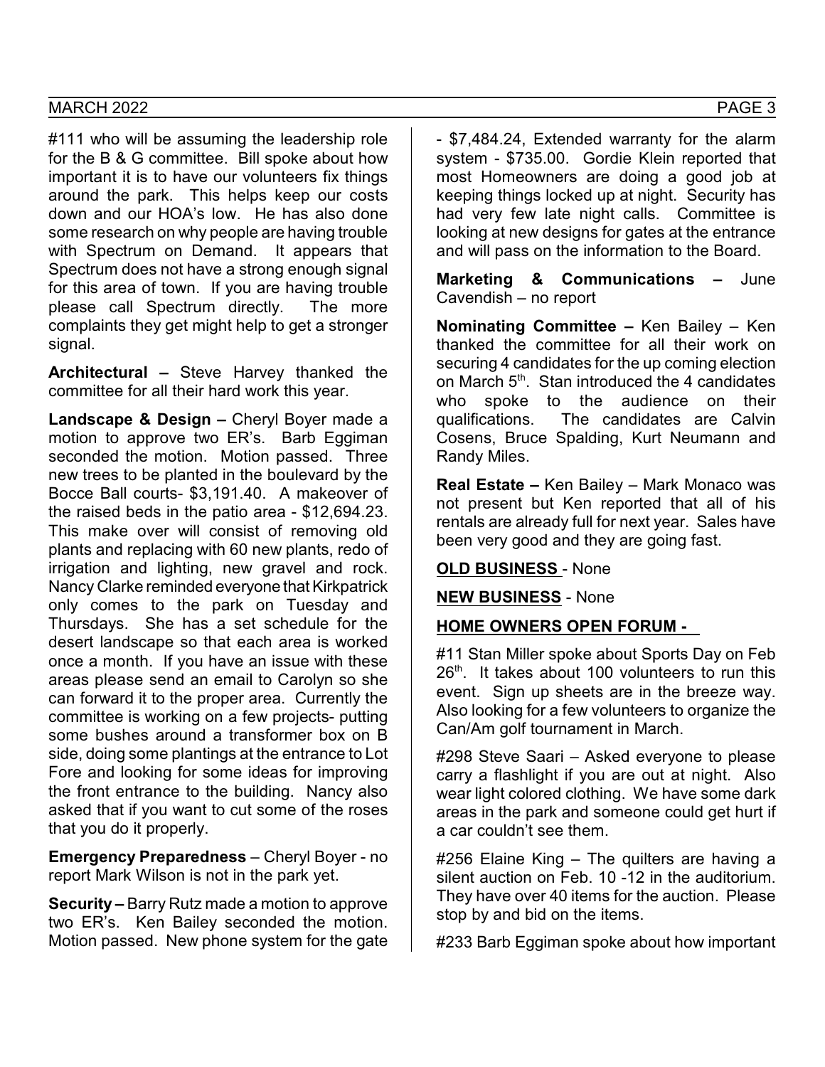#111 who will be assuming the leadership role for the B & G committee. Bill spoke about how important it is to have our volunteers fix things around the park. This helps keep our costs down and our HOA's low. He has also done some research on why people are having trouble with Spectrum on Demand. It appears that Spectrum does not have a strong enough signal for this area of town. If you are having trouble please call Spectrum directly. The more complaints they get might help to get a stronger signal.

**Architectural –** Steve Harvey thanked the committee for all their hard work this year.

**Landscape & Design –** Cheryl Boyer made a motion to approve two ER's. Barb Eggiman seconded the motion. Motion passed. Three new trees to be planted in the boulevard by the Bocce Ball courts- $3,191.40. A makeover of the raised beds in the patio area - $12,694.23. This make over will consist of removing old plants and replacing with 60 new plants, redo of irrigation and lighting, new gravel and rock. Nancy Clarke reminded everyone that Kirkpatrick only comes to the park on Tuesday and Thursdays. She has a set schedule for the desert landscape so that each area is worked once a month. If you have an issue with these areas please send an email to Carolyn so she can forward it to the proper area. Currently the committee is working on a few projects- putting some bushes around a transformer box on B side, doing some plantings at the entrance to Lot Fore and looking for some ideas for improving the front entrance to the building. Nancy also asked that if you want to cut some of the roses that you do it properly.

**Emergency Preparedness** – Cheryl Boyer - no report Mark Wilson is not in the park yet.

**Security –** Barry Rutz made a motion to approve two ER's. Ken Bailey seconded the motion. Motion passed. New phone system for the gate - $7,484.24, Extended warranty for the alarm system - $735.00. Gordie Klein reported that most Homeowners are doing a good job at keeping things locked up at night. Security has had very few late night calls. Committee is looking at new designs for gates at the entrance and will pass on the information to the Board.

**Marketing & Communications –** June Cavendish – no report

**Nominating Committee –** Ken Bailey – Ken thanked the committee for all their work on securing 4 candidates for the up coming election on March 5th. Stan introduced the 4 candidates who spoke to the audience on their qualifications. The candidates are Calvin Cosens, Bruce Spalding, Kurt Neumann and Randy Miles.

**Real Estate –** Ken Bailey – Mark Monaco was not present but Ken reported that all of his rentals are already full for next year. Sales have been very good and they are going fast.

**OLD BUSINESS** - None

**NEW BUSINESS** - None

**HOME OWNERS OPEN FORUM -**

#11 Stan Miller spoke about Sports Day on Feb 26th. It takes about 100 volunteers to run this event. Sign up sheets are in the breeze way. Also looking for a few volunteers to organize the Can/Am golf tournament in March.

#298 Steve Saari – Asked everyone to please carry a flashlight if you are out at night. Also wear light colored clothing. We have some dark areas in the park and someone could get hurt if a car couldn't see them.

#256 Elaine King – The quilters are having a silent auction on Feb. 10 -12 in the auditorium. They have over 40 items for the auction. Please stop by and bid on the items.

#233 Barb Eggiman spoke about how important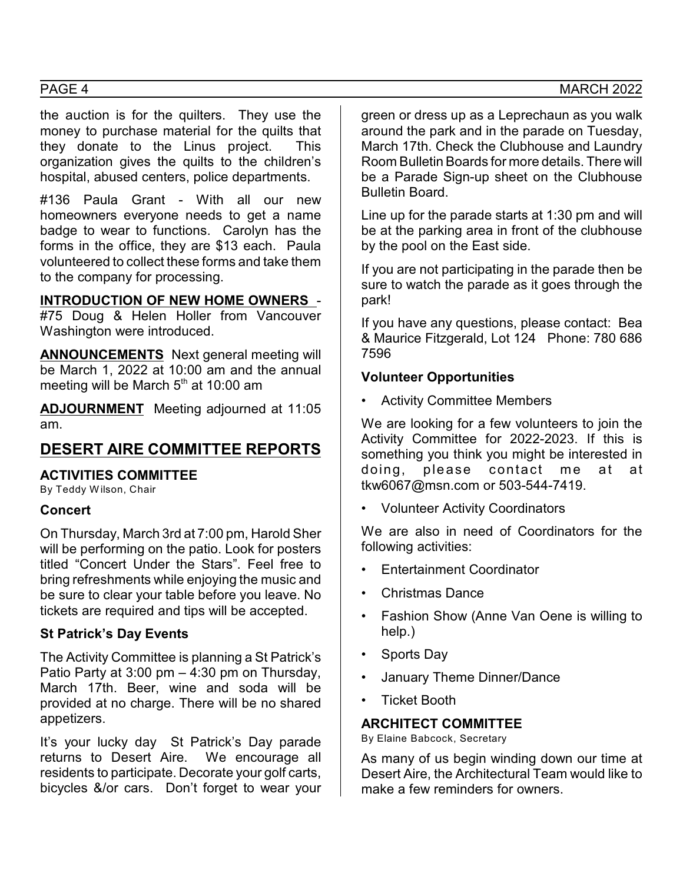the auction is for the quilters. They use the money to purchase material for the quilts that they donate to the Linus project. This organization gives the quilts to the children's hospital, abused centers, police departments.

#136 Paula Grant - With all our new homeowners everyone needs to get a name badge to wear to functions. Carolyn has the forms in the office, they are $13 each. Paula volunteered to collect these forms and take them to the company for processing.

**INTRODUCTION OF NEW HOME OWNERS** - #75 Doug & Helen Holler from Vancouver Washington were introduced.

**ANNOUNCEMENTS** Next general meeting will be March 1, 2022 at 10:00 am and the annual meeting will be March 5th at 10:00 am

**ADJOURNMENT** Meeting adjourned at 11:05 am.

## DESERT AIRE COMMITTEE REPORTS

### ACTIVITIES COMMITTEE

By Teddy Wilson, Chair

#### Concert

On Thursday, March 3rd at 7:00 pm, Harold Sher will be performing on the patio. Look for posters titled "Concert Under the Stars". Feel free to bring refreshments while enjoying the music and be sure to clear your table before you leave. No tickets are required and tips will be accepted.

#### St Patrick's Day Events

The Activity Committee is planning a St Patrick's Patio Party at 3:00 pm – 4:30 pm on Thursday, March 17th. Beer, wine and soda will be provided at no charge. There will be no shared appetizers.

It's your lucky day St Patrick's Day parade returns to Desert Aire. We encourage all residents to participate. Decorate your golf carts, bicycles &/or cars. Don't forget to wear your green or dress up as a Leprechaun as you walk around the park and in the parade on Tuesday, March 17th. Check the Clubhouse and Laundry Room Bulletin Boards for more details. There will be a Parade Sign-up sheet on the Clubhouse Bulletin Board.

Line up for the parade starts at 1:30 pm and will be at the parking area in front of the clubhouse by the pool on the East side.

If you are not participating in the parade then be sure to watch the parade as it goes through the park!

If you have any questions, please contact: Bea & Maurice Fitzgerald, Lot 124 Phone: 780 686 7596

#### Volunteer Opportunities

- Activity Committee Members

We are looking for a few volunteers to join the Activity Committee for 2022-2023. If this is something you think you might be interested in doing, please contact me at at tkw6067@msn.com or 503-544-7419.

- Volunteer Activity Coordinators

We are also in need of Coordinators for the following activities:

- Entertainment Coordinator
- Christmas Dance
- Fashion Show (Anne Van Oene is willing to help.)
- Sports Day
- January Theme Dinner/Dance
- Ticket Booth

### ARCHITECT COMMITTEE

By Elaine Babcock, Secretary

As many of us begin winding down our time at Desert Aire, the Architectural Team would like to make a few reminders for owners.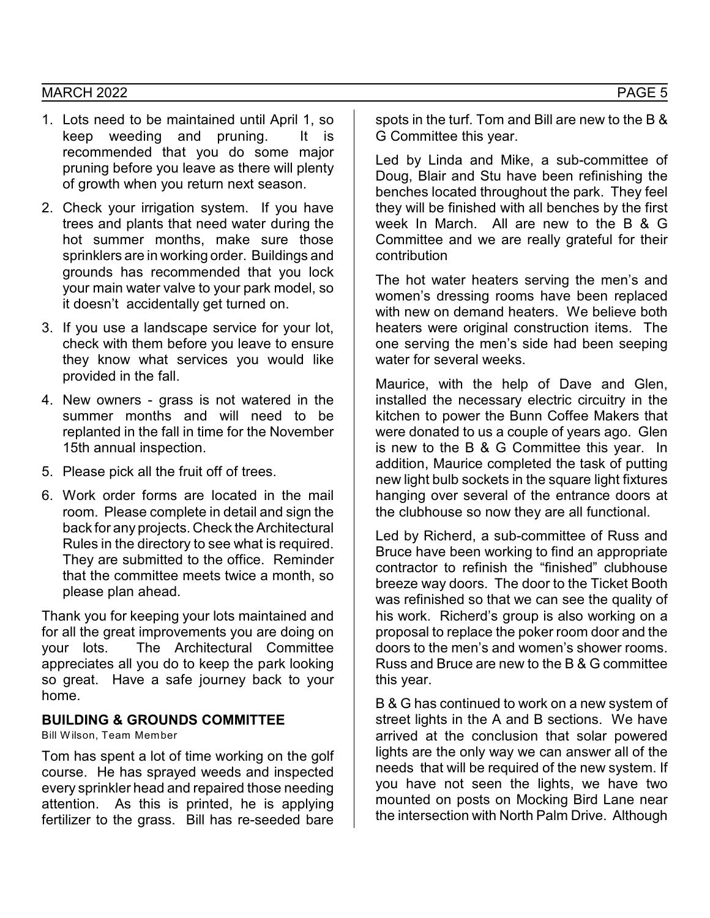1. Lots need to be maintained until April 1, so keep weeding and pruning. It is recommended that you do some major pruning before you leave as there will plenty of growth when you return next season.
2. Check your irrigation system. If you have trees and plants that need water during the hot summer months, make sure those sprinklers are in working order. Buildings and grounds has recommended that you lock your main water valve to your park model, so it doesn't accidentally get turned on.
3. If you use a landscape service for your lot, check with them before you leave to ensure they know what services you would like provided in the fall.
4. New owners - grass is not watered in the summer months and will need to be replanted in the fall in time for the November 15th annual inspection.
5. Please pick all the fruit off of trees.
6. Work order forms are located in the mail room. Please complete in detail and sign the back for any projects. Check the Architectural Rules in the directory to see what is required. They are submitted to the office. Reminder that the committee meets twice a month, so please plan ahead.

Thank you for keeping your lots maintained and for all the great improvements you are doing on your lots. The Architectural Committee appreciates all you do to keep the park looking so great. Have a safe journey back to your home.

**BUILDING & GROUNDS COMMITTEE**

Bill Wilson, Team Member

Tom has spent a lot of time working on the golf course. He has sprayed weeds and inspected every sprinkler head and repaired those needing attention. As this is printed, he is applying fertilizer to the grass. Bill has re-seeded bare spots in the turf. Tom and Bill are new to the B & G Committee this year.

Led by Linda and Mike, a sub-committee of Doug, Blair and Stu have been refinishing the benches located throughout the park. They feel they will be finished with all benches by the first week In March. All are new to the B & G Committee and we are really grateful for their contribution

The hot water heaters serving the men's and women's dressing rooms have been replaced with new on demand heaters. We believe both heaters were original construction items. The one serving the men's side had been seeping water for several weeks.

Maurice, with the help of Dave and Glen, installed the necessary electric circuitry in the kitchen to power the Bunn Coffee Makers that were donated to us a couple of years ago. Glen is new to the B & G Committee this year. In addition, Maurice completed the task of putting new light bulb sockets in the square light fixtures hanging over several of the entrance doors at the clubhouse so now they are all functional.

Led by Richerd, a sub-committee of Russ and Bruce have been working to find an appropriate contractor to refinish the "finished" clubhouse breeze way doors. The door to the Ticket Booth was refinished so that we can see the quality of his work. Richerd's group is also working on a proposal to replace the poker room door and the doors to the men's and women's shower rooms. Russ and Bruce are new to the B & G committee this year.

B & G has continued to work on a new system of street lights in the A and B sections. We have arrived at the conclusion that solar powered lights are the only way we can answer all of the needs that will be required of the new system. If you have not seen the lights, we have two mounted on posts on Mocking Bird Lane near the intersection with North Palm Drive. Although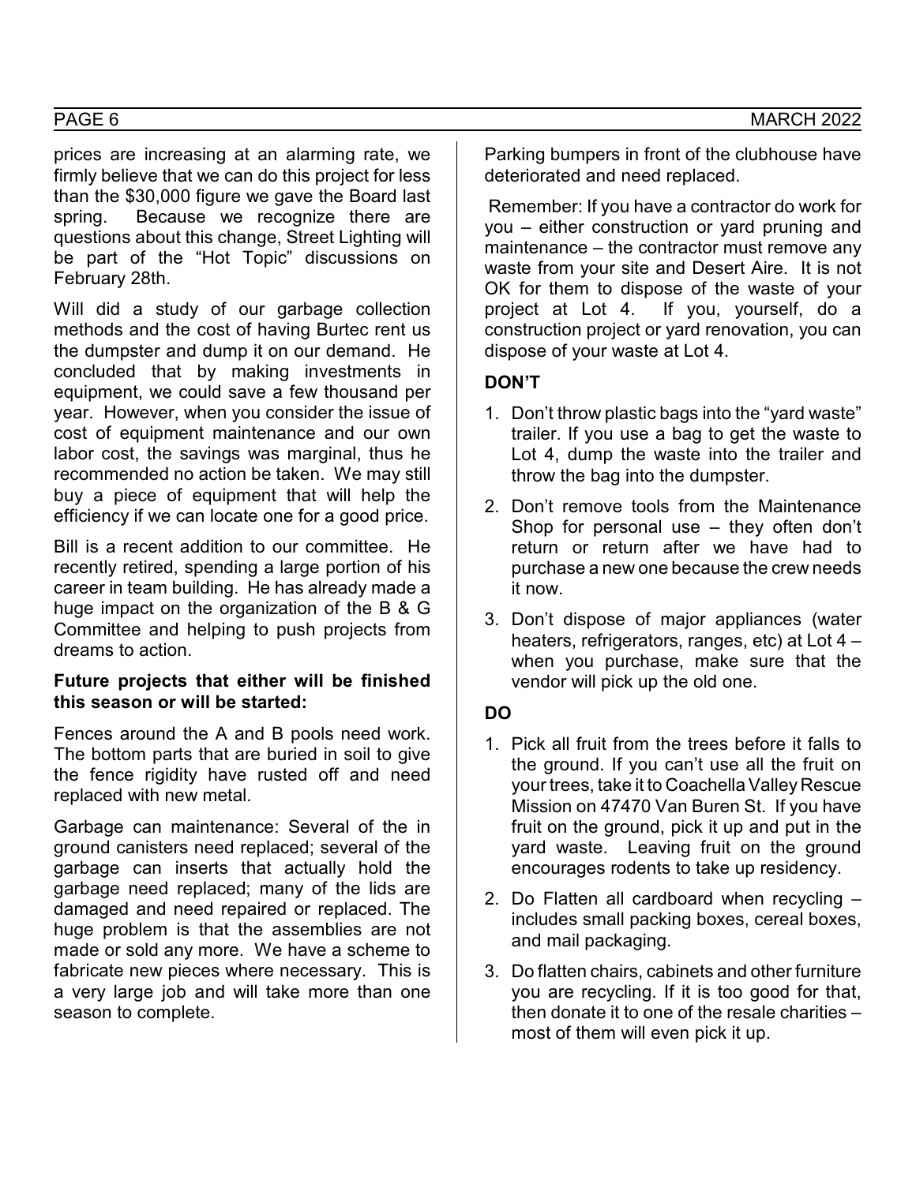prices are increasing at an alarming rate, we firmly believe that we can do this project for less than the $30,000 figure we gave the Board last spring. Because we recognize there are questions about this change, Street Lighting will be part of the "Hot Topic" discussions on February 28th.

Will did a study of our garbage collection methods and the cost of having Burtec rent us the dumpster and dump it on our demand. He concluded that by making investments in equipment, we could save a few thousand per year. However, when you consider the issue of cost of equipment maintenance and our own labor cost, the savings was marginal, thus he recommended no action be taken. We may still buy a piece of equipment that will help the efficiency if we can locate one for a good price.

Bill is a recent addition to our committee. He recently retired, spending a large portion of his career in team building. He has already made a huge impact on the organization of the B & G Committee and helping to push projects from dreams to action.

**Future projects that either will be finished this season or will be started:**

Fences around the A and B pools need work. The bottom parts that are buried in soil to give the fence rigidity have rusted off and need replaced with new metal.

Garbage can maintenance: Several of the in ground canisters need replaced; several of the garbage can inserts that actually hold the garbage need replaced; many of the lids are damaged and need repaired or replaced. The huge problem is that the assemblies are not made or sold any more. We have a scheme to fabricate new pieces where necessary. This is a very large job and will take more than one season to complete.

Parking bumpers in front of the clubhouse have deteriorated and need replaced.

Remember: If you have a contractor do work for you – either construction or yard pruning and maintenance – the contractor must remove any waste from your site and Desert Aire. It is not OK for them to dispose of the waste of your project at Lot 4. If you, yourself, do a construction project or yard renovation, you can dispose of your waste at Lot 4.

**DON'T**

1. Don't throw plastic bags into the "yard waste" trailer. If you use a bag to get the waste to Lot 4, dump the waste into the trailer and throw the bag into the dumpster.
2. Don't remove tools from the Maintenance Shop for personal use – they often don't return or return after we have had to purchase a new one because the crew needs it now.
3. Don't dispose of major appliances (water heaters, refrigerators, ranges, etc) at Lot 4 – when you purchase, make sure that the vendor will pick up the old one.

**DO**

1. Pick all fruit from the trees before it falls to the ground. If you can't use all the fruit on your trees, take it to Coachella Valley Rescue Mission on 47470 Van Buren St. If you have fruit on the ground, pick it up and put in the yard waste. Leaving fruit on the ground encourages rodents to take up residency.
2. Do Flatten all cardboard when recycling – includes small packing boxes, cereal boxes, and mail packaging.
3. Do flatten chairs, cabinets and other furniture you are recycling. If it is too good for that, then donate it to one of the resale charities – most of them will even pick it up.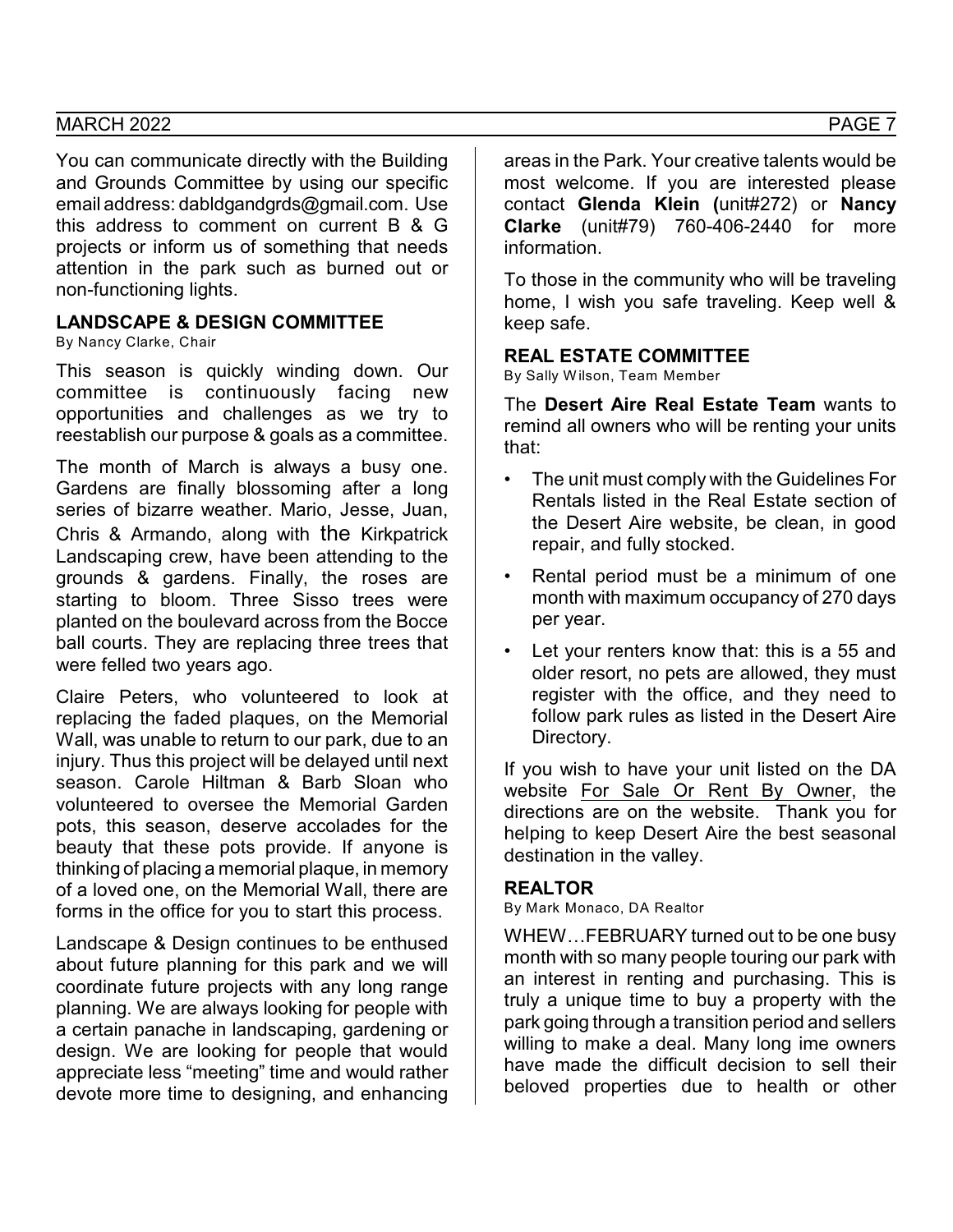You can communicate directly with the Building and Grounds Committee by using our specific email address: dabldgandgrds@gmail.com. Use this address to comment on current B & G projects or inform us of something that needs attention in the park such as burned out or non-functioning lights.

### LANDSCAPE & DESIGN COMMITTEE

By Nancy Clarke, Chair

This season is quickly winding down. Our committee is continuously facing new opportunities and challenges as we try to reestablish our purpose & goals as a committee.

The month of March is always a busy one. Gardens are finally blossoming after a long series of bizarre weather. Mario, Jesse, Juan, Chris & Armando, along with the Kirkpatrick Landscaping crew, have been attending to the grounds & gardens. Finally, the roses are starting to bloom. Three Sisso trees were planted on the boulevard across from the Bocce ball courts. They are replacing three trees that were felled two years ago.

Claire Peters, who volunteered to look at replacing the faded plaques, on the Memorial Wall, was unable to return to our park, due to an injury. Thus this project will be delayed until next season. Carole Hiltman & Barb Sloan who volunteered to oversee the Memorial Garden pots, this season, deserve accolades for the beauty that these pots provide. If anyone is thinking of placing a memorial plaque, in memory of a loved one, on the Memorial Wall, there are forms in the office for you to start this process.

Landscape & Design continues to be enthused about future planning for this park and we will coordinate future projects with any long range planning. We are always looking for people with a certain panache in landscaping, gardening or design. We are looking for people that would appreciate less "meeting" time and would rather devote more time to designing, and enhancing areas in the Park. Your creative talents would be most welcome. If you are interested please contact **Glenda Klein (**unit#272) or **Nancy Clarke** (unit#79) 760-406-2440 for more information.

To those in the community who will be traveling home, I wish you safe traveling. Keep well & keep safe.

### REAL ESTATE COMMITTEE

By Sally Wilson, Team Member

The **Desert Aire Real Estate Team** wants to remind all owners who will be renting your units that:

- The unit must comply with the Guidelines For Rentals listed in the Real Estate section of the Desert Aire website, be clean, in good repair, and fully stocked.
- Rental period must be a minimum of one month with maximum occupancy of 270 days per year.
- Let your renters know that: this is a 55 and older resort, no pets are allowed, they must register with the office, and they need to follow park rules as listed in the Desert Aire Directory.

If you wish to have your unit listed on the DA website For Sale Or Rent By Owner, the directions are on the website. Thank you for helping to keep Desert Aire the best seasonal destination in the valley.

### REALTOR

By Mark Monaco, DA Realtor

WHEW…FEBRUARY turned out to be one busy month with so many people touring our park with an interest in renting and purchasing. This is truly a unique time to buy a property with the park going through a transition period and sellers willing to make a deal. Many long ime owners have made the difficult decision to sell their beloved properties due to health or other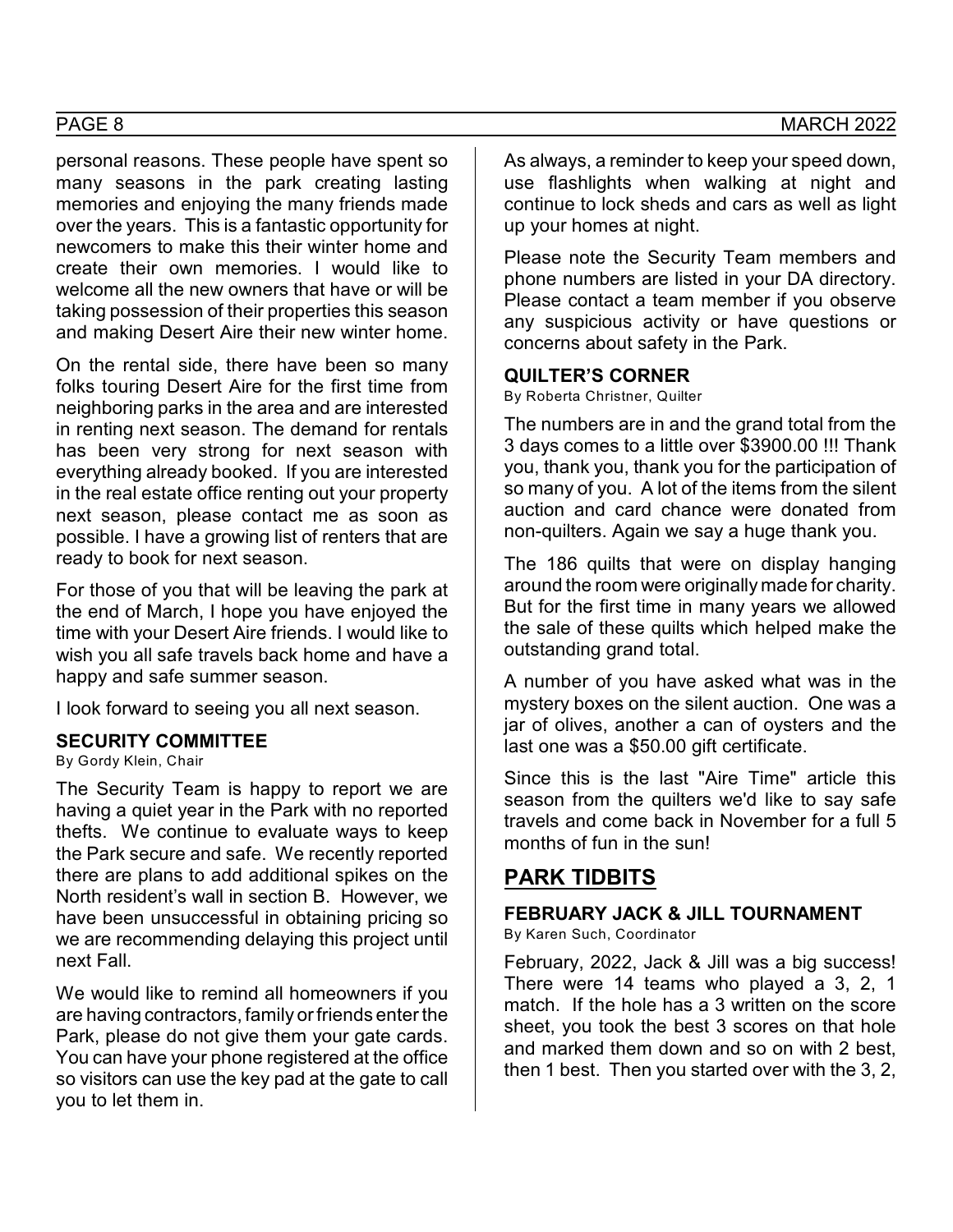personal reasons. These people have spent so many seasons in the park creating lasting memories and enjoying the many friends made over the years. This is a fantastic opportunity for newcomers to make this their winter home and create their own memories. I would like to welcome all the new owners that have or will be taking possession of their properties this season and making Desert Aire their new winter home.

On the rental side, there have been so many folks touring Desert Aire for the first time from neighboring parks in the area and are interested in renting next season. The demand for rentals has been very strong for next season with everything already booked. If you are interested in the real estate office renting out your property next season, please contact me as soon as possible. I have a growing list of renters that are ready to book for next season.

For those of you that will be leaving the park at the end of March, I hope you have enjoyed the time with your Desert Aire friends. I would like to wish you all safe travels back home and have a happy and safe summer season.

I look forward to seeing you all next season.

### SECURITY COMMITTEE

By Gordy Klein, Chair

The Security Team is happy to report we are having a quiet year in the Park with no reported thefts. We continue to evaluate ways to keep the Park secure and safe. We recently reported there are plans to add additional spikes on the North resident's wall in section B. However, we have been unsuccessful in obtaining pricing so we are recommending delaying this project until next Fall.

We would like to remind all homeowners if you are having contractors, family or friends enter the Park, please do not give them your gate cards. You can have your phone registered at the office so visitors can use the key pad at the gate to call you to let them in.

As always, a reminder to keep your speed down, use flashlights when walking at night and continue to lock sheds and cars as well as light up your homes at night.

Please note the Security Team members and phone numbers are listed in your DA directory. Please contact a team member if you observe any suspicious activity or have questions or concerns about safety in the Park.

### QUILTER'S CORNER

By Roberta Christner, Quilter

The numbers are in and the grand total from the 3 days comes to a little over $3900.00 !!! Thank you, thank you, thank you for the participation of so many of you. A lot of the items from the silent auction and card chance were donated from non-quilters. Again we say a huge thank you.

The 186 quilts that were on display hanging around the room were originally made for charity. But for the first time in many years we allowed the sale of these quilts which helped make the outstanding grand total.

A number of you have asked what was in the mystery boxes on the silent auction. One was a jar of olives, another a can of oysters and the last one was a $50.00 gift certificate.

Since this is the last "Aire Time" article this season from the quilters we'd like to say safe travels and come back in November for a full 5 months of fun in the sun!

## PARK TIDBITS

### FEBRUARY JACK & JILL TOURNAMENT

By Karen Such, Coordinator

February, 2022, Jack & Jill was a big success! There were 14 teams who played a 3, 2, 1 match. If the hole has a 3 written on the score sheet, you took the best 3 scores on that hole and marked them down and so on with 2 best, then 1 best. Then you started over with the 3, 2,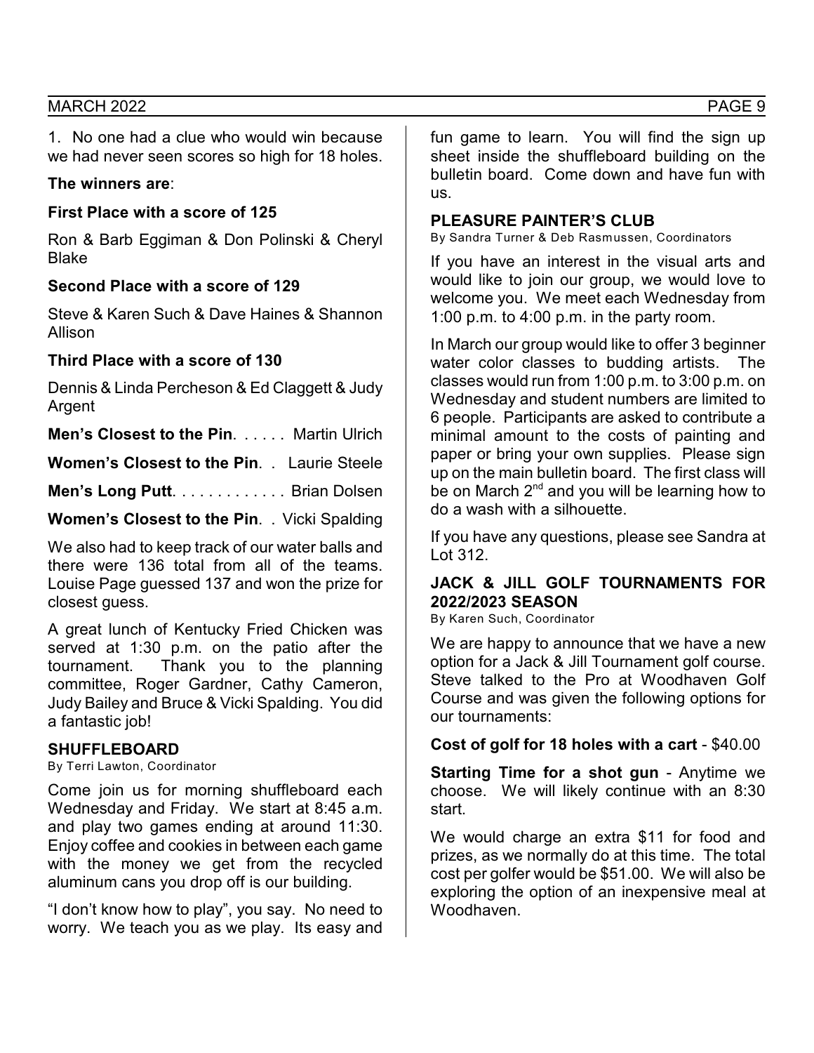1. No one had a clue who would win because we had never seen scores so high for 18 holes.

**The winners are**:

**First Place with a score of 125**

Ron & Barb Eggiman & Don Polinski & Cheryl Blake

**Second Place with a score of 129**

Steve & Karen Such & Dave Haines & Shannon Allison

**Third Place with a score of 130**

Dennis & Linda Percheson & Ed Claggett & Judy Argent

**Men's Closest to the Pin**. . . . . . Martin Ulrich

**Women's Closest to the Pin**. . Laurie Steele

**Men's Long Putt**. . . . . . . . . . . . . Brian Dolsen

**Women's Closest to the Pin**. . Vicki Spalding

We also had to keep track of our water balls and there were 136 total from all of the teams. Louise Page guessed 137 and won the prize for closest guess.

A great lunch of Kentucky Fried Chicken was served at 1:30 p.m. on the patio after the tournament. Thank you to the planning committee, Roger Gardner, Cathy Cameron, Judy Bailey and Bruce & Vicki Spalding. You did a fantastic job!

## SHUFFLEBOARD

By Terri Lawton, Coordinator

Come join us for morning shuffleboard each Wednesday and Friday. We start at 8:45 a.m. and play two games ending at around 11:30. Enjoy coffee and cookies in between each game with the money we get from the recycled aluminum cans you drop off is our building.

"I don't know how to play", you say. No need to worry. We teach you as we play. Its easy and fun game to learn. You will find the sign up sheet inside the shuffleboard building on the bulletin board. Come down and have fun with us.

## PLEASURE PAINTER'S CLUB

By Sandra Turner & Deb Rasmussen, Coordinators

If you have an interest in the visual arts and would like to join our group, we would love to welcome you. We meet each Wednesday from 1:00 p.m. to 4:00 p.m. in the party room.

In March our group would like to offer 3 beginner water color classes to budding artists. The classes would run from 1:00 p.m. to 3:00 p.m. on Wednesday and student numbers are limited to 6 people. Participants are asked to contribute a minimal amount to the costs of painting and paper or bring your own supplies. Please sign up on the main bulletin board. The first class will be on March 2nd and you will be learning how to do a wash with a silhouette.

If you have any questions, please see Sandra at Lot 312.

## JACK & JILL GOLF TOURNAMENTS FOR 2022/2023 SEASON

By Karen Such, Coordinator

We are happy to announce that we have a new option for a Jack & Jill Tournament golf course. Steve talked to the Pro at Woodhaven Golf Course and was given the following options for our tournaments:

**Cost of golf for 18 holes with a cart** - $40.00

**Starting Time for a shot gun** - Anytime we choose. We will likely continue with an 8:30 start.

We would charge an extra $11 for food and prizes, as we normally do at this time. The total cost per golfer would be $51.00. We will also be exploring the option of an inexpensive meal at Woodhaven.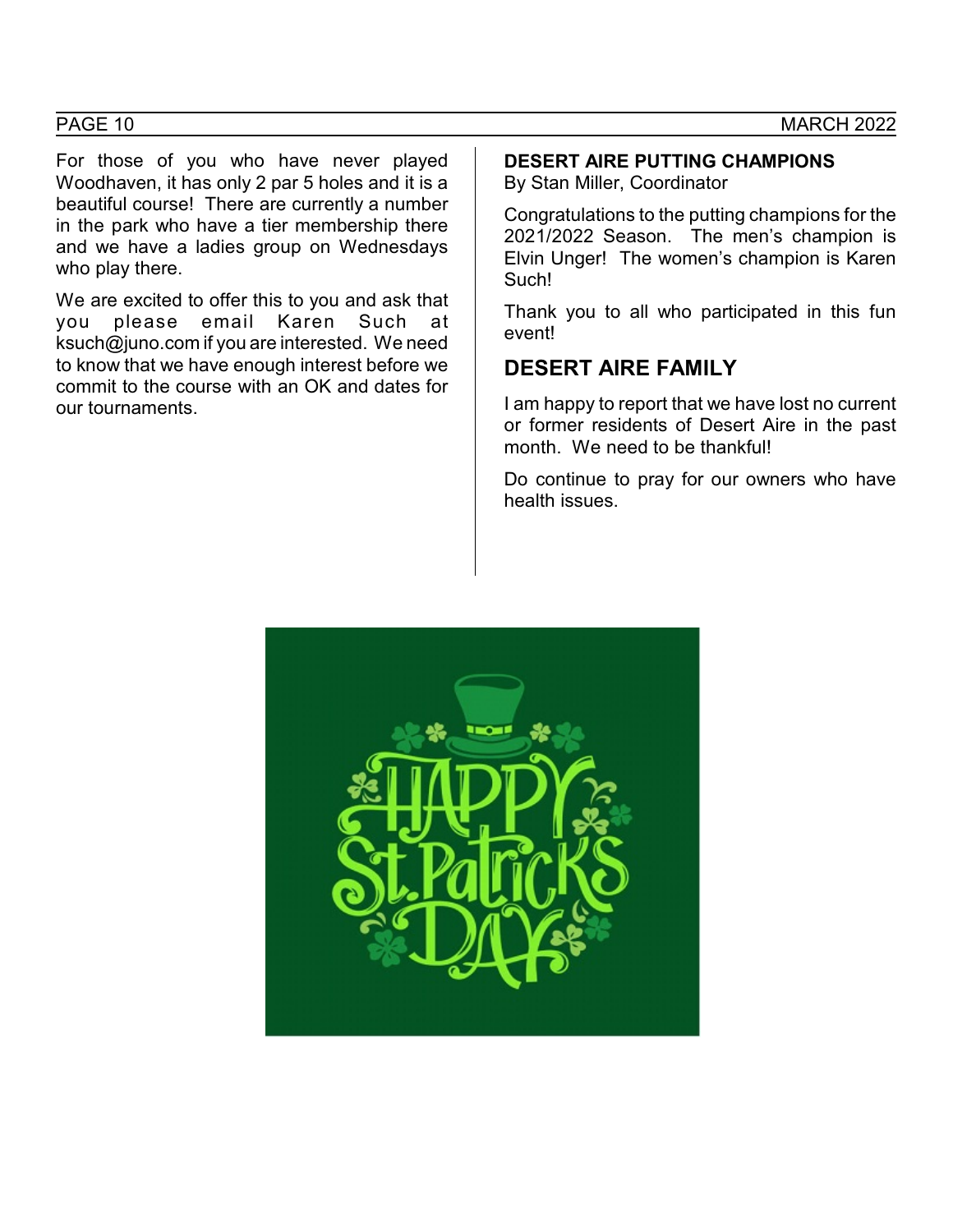For those of you who have never played Woodhaven, it has only 2 par 5 holes and it is a beautiful course! There are currently a number in the park who have a tier membership there and we have a ladies group on Wednesdays who play there.

We are excited to offer this to you and ask that you please email Karen Such at ksuch@juno.com if you are interested. We need to know that we have enough interest before we commit to the course with an OK and dates for our tournaments.

**DESERT AIRE PUTTING CHAMPIONS**
By Stan Miller, Coordinator

Congratulations to the putting champions for the 2021/2022 Season. The men's champion is Elvin Unger! The women's champion is Karen Such!

Thank you to all who participated in this fun event!

## DESERT AIRE FAMILY

I am happy to report that we have lost no current or former residents of Desert Aire in the past month. We need to be thankful!

Do continue to pray for our owners who have health issues.

HAPPY St. Patrick's DAY